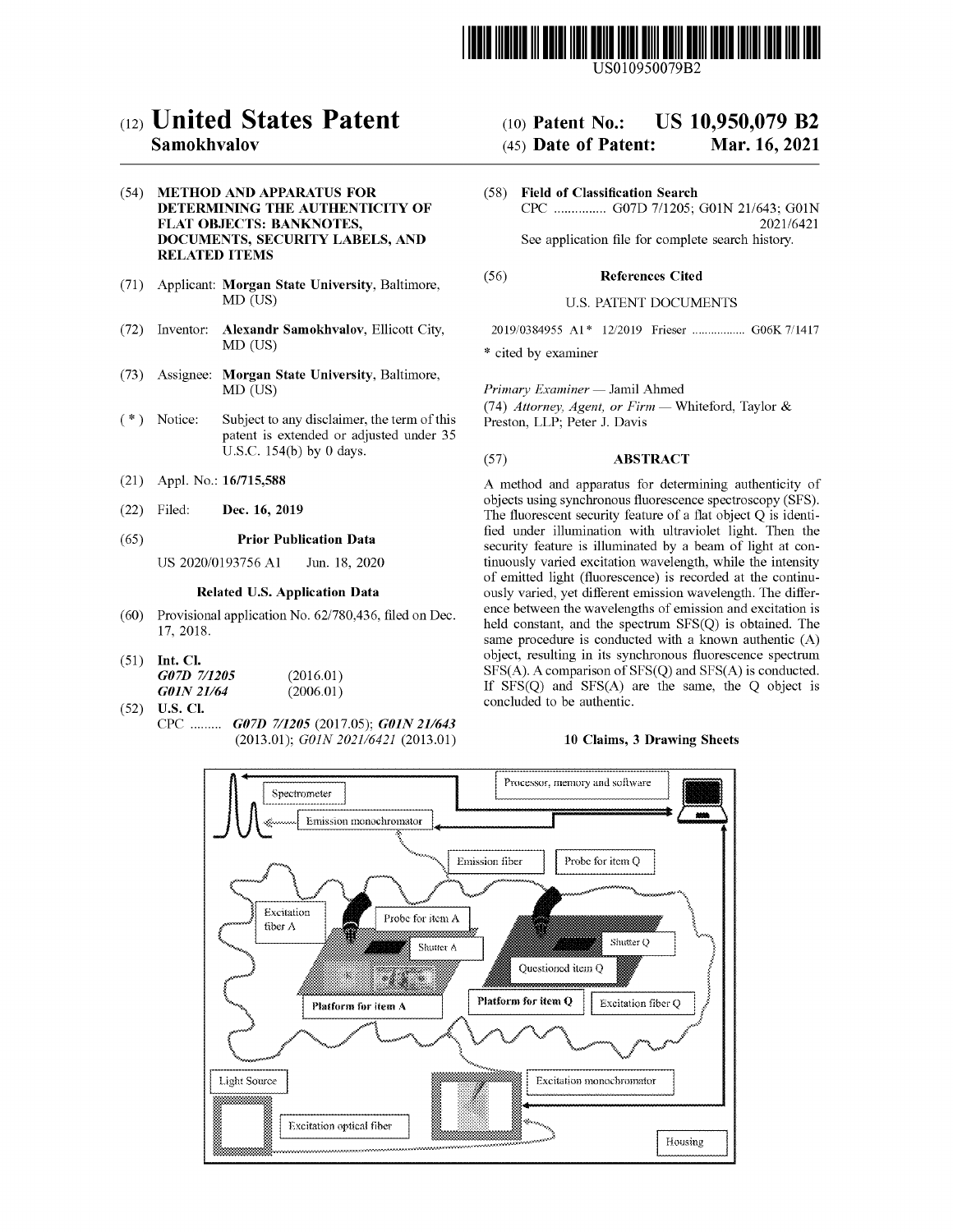US010950079B2

# (12) United States Patent
**Samokhvalov**

(10) **Patent No.: US 10,950,079 B2**

(45) **Date of Patent: Mar. 16, 2021**

(54) **METHOD AND APPARATUS FOR DETERMINING THE AUTHENTICITY OF FLAT OBJECTS: BANKNOTES, DOCUMENTS, SECURITY LABELS, AND RELATED ITEMS**

(71) Applicant: **Morgan State University**, Baltimore, MD (US)

(72) Inventor: **Alexandr Samokhvalov**, Ellicott City, MD (US)

(73) Assignee: **Morgan State University**, Baltimore, MD (US)

( * ) Notice: Subject to any disclaimer, the term of this patent is extended or adjusted under 35 U.S.C. 154(b) by 0 days.

(21) Appl. No.: **16/715,588**

(22) Filed: **Dec. 16, 2019**

(65) **Prior Publication Data**

US 2020/0193756 A1 Jun. 18, 2020

**Related U.S. Application Data**

(60) Provisional application No. 62/780,436, filed on Dec. 17, 2018.

(51) **Int. Cl.**
*G07D 7/1205* (2016.01)
*G01N 21/64* (2006.01)

(52) **U.S. Cl.**
CPC ......... ***G07D 7/1205*** (2017.05); ***G01N 21/643*** (2013.01); *G01N 2021/6421* (2013.01)

(58) **Field of Classification Search**
CPC ............... G07D 7/1205; G01N 21/643; G01N 2021/6421
See application file for complete search history.

(56) **References Cited**

U.S. PATENT DOCUMENTS

2019/0384955 A1 * 12/2019 Frieser ................. G06K 7/1417

\* cited by examiner

*Primary Examiner* — Jamil Ahmed

(74) *Attorney, Agent, or Firm* — Whiteford, Taylor & Preston, LLP; Peter J. Davis

(57) **ABSTRACT**

A method and apparatus for determining authenticity of objects using synchronous fluorescence spectroscopy (SFS). The fluorescent security feature of a flat object Q is identified under illumination with ultraviolet light. Then the security feature is illuminated by a beam of light at continuously varied excitation wavelength, while the intensity of emitted light (fluorescence) is recorded at the continuously varied, yet different emission wavelength. The difference between the wavelengths of emission and excitation is held constant, and the spectrum SFS(Q) is obtained. The same procedure is conducted with a known authentic (A) object, resulting in its synchronous fluorescence spectrum SFS(A). A comparison of SFS(Q) and SFS(A) is conducted. If SFS(Q) and SFS(A) are the same, the Q object is concluded to be authentic.

**10 Claims, 3 Drawing Sheets**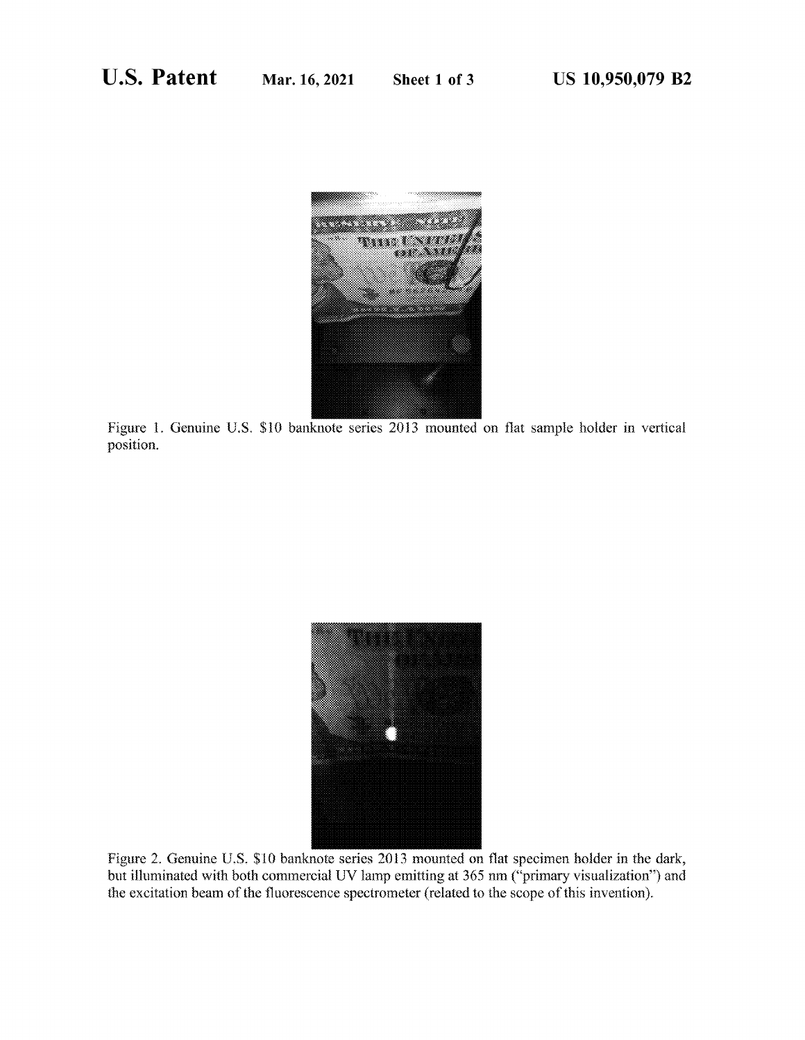Figure 1. Genuine U.S. $10 banknote series 2013 mounted on flat sample holder in vertical position.

Figure 2. Genuine U.S. $10 banknote series 2013 mounted on flat specimen holder in the dark, but illuminated with both commercial UV lamp emitting at 365 nm ("primary visualization") and the excitation beam of the fluorescence spectrometer (related to the scope of this invention).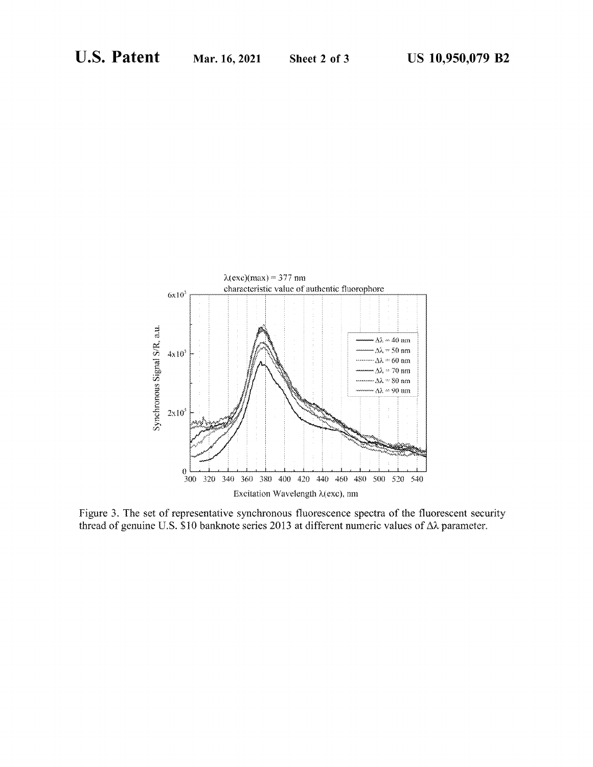Figure 3. The set of representative synchronous fluorescence spectra of the fluorescent security thread of genuine U.S. $10 banknote series 2013 at different numeric values of $\Delta\lambda$ parameter.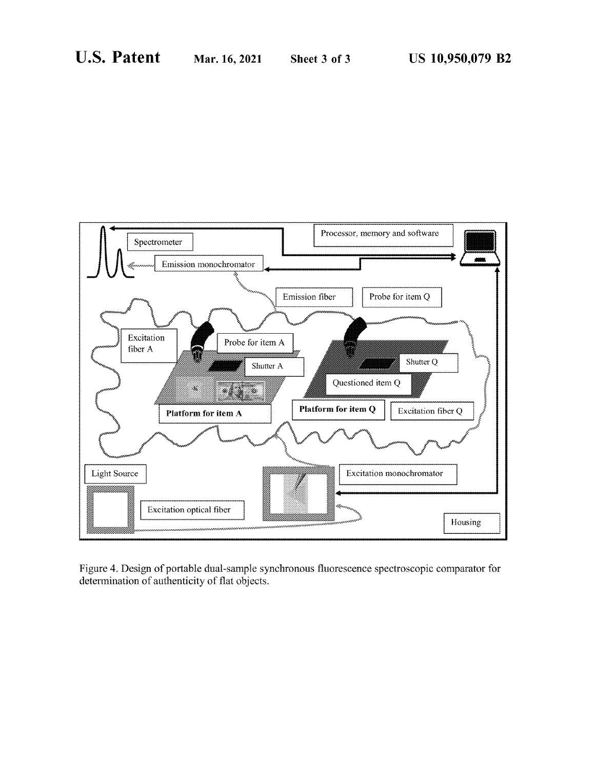Figure 4. Design of portable dual-sample synchronous fluorescence spectroscopic comparator for determination of authenticity of flat objects.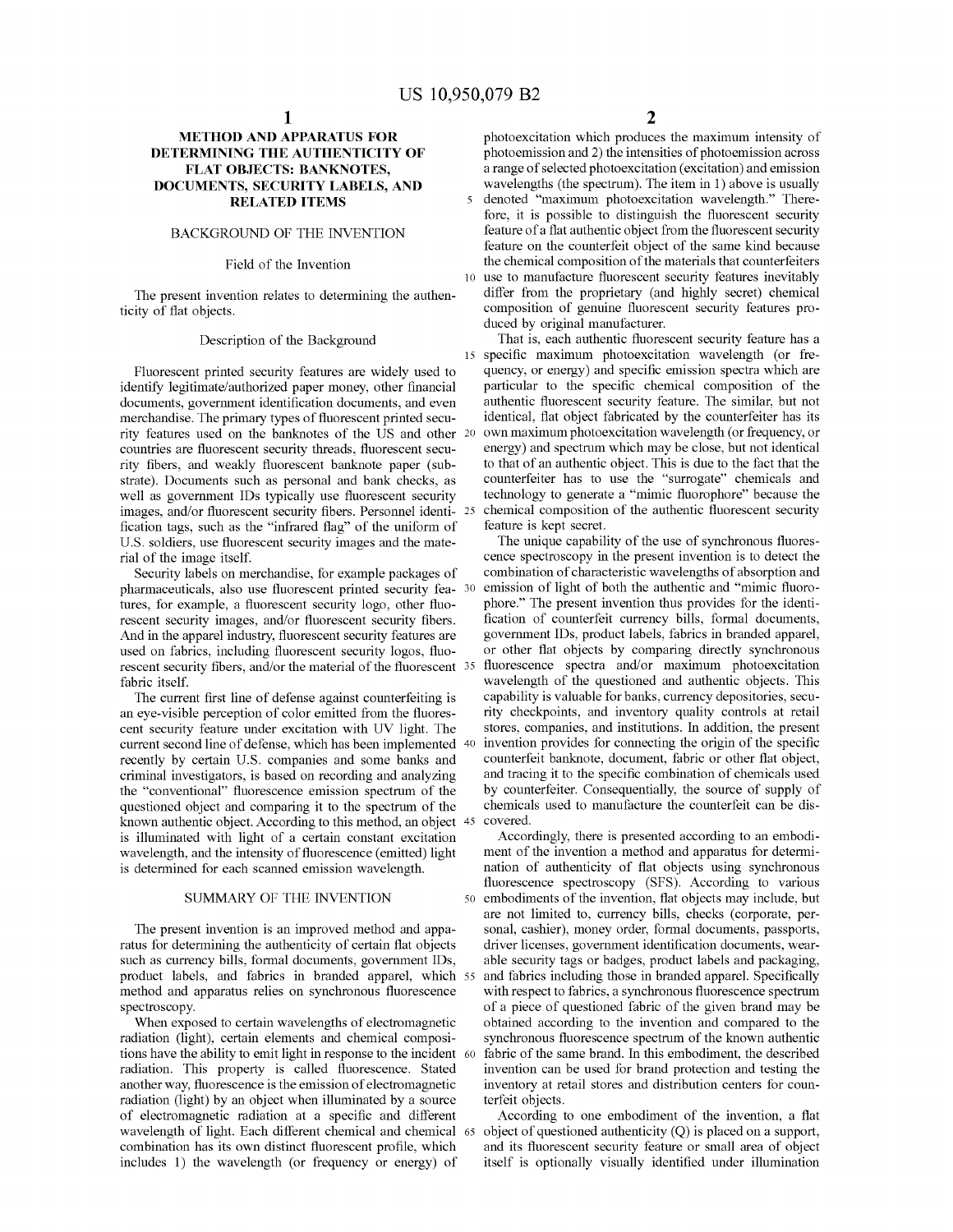# METHOD AND APPARATUS FOR DETERMINING THE AUTHENTICITY OF FLAT OBJECTS: BANKNOTES, DOCUMENTS, SECURITY LABELS, AND RELATED ITEMS

## BACKGROUND OF THE INVENTION

### Field of the Invention

The present invention relates to determining the authenticity of flat objects.

### Description of the Background

Fluorescent printed security features are widely used to identify legitimate/authorized paper money, other financial documents, government identification documents, and even merchandise. The primary types of fluorescent printed security features used on the banknotes of the US and other countries are fluorescent security threads, fluorescent security fibers, and weakly fluorescent banknote paper (substrate). Documents such as personal and bank checks, as well as government IDs typically use fluorescent security images, and/or fluorescent security fibers. Personnel identification tags, such as the "infrared flag" of the uniform of U.S. soldiers, use fluorescent security images and the material of the image itself.

Security labels on merchandise, for example packages of pharmaceuticals, also use fluorescent printed security features, for example, a fluorescent security logo, other fluorescent security images, and/or fluorescent security fibers. And in the apparel industry, fluorescent security features are used on fabrics, including fluorescent security logos, fluorescent security fibers, and/or the material of the fluorescent fabric itself.

The current first line of defense against counterfeiting is an eye-visible perception of color emitted from the fluorescent security feature under excitation with UV light. The current second line of defense, which has been implemented recently by certain U.S. companies and some banks and criminal investigators, is based on recording and analyzing the "conventional" fluorescence emission spectrum of the questioned object and comparing it to the spectrum of the known authentic object. According to this method, an object is illuminated with light of a certain constant excitation wavelength, and the intensity of fluorescence (emitted) light is determined for each scanned emission wavelength.

## SUMMARY OF THE INVENTION

The present invention is an improved method and apparatus for determining the authenticity of certain flat objects such as currency bills, formal documents, government IDs, product labels, and fabrics in branded apparel, which method and apparatus relies on synchronous fluorescence spectroscopy.

When exposed to certain wavelengths of electromagnetic radiation (light), certain elements and chemical compositions have the ability to emit light in response to the incident radiation. This property is called fluorescence. Stated another way, fluorescence is the emission of electromagnetic radiation (light) by an object when illuminated by a source of electromagnetic radiation at a specific and different wavelength of light. Each different chemical and chemical combination has its own distinct fluorescent profile, which includes 1) the wavelength (or frequency or energy) of photoexcitation which produces the maximum intensity of photoemission and 2) the intensities of photoemission across a range of selected photoexcitation (excitation) and emission wavelengths (the spectrum). The item in 1) above is usually denoted "maximum photoexcitation wavelength." Therefore, it is possible to distinguish the fluorescent security feature of a flat authentic object from the fluorescent security feature on the counterfeit object of the same kind because the chemical composition of the materials that counterfeiters use to manufacture fluorescent security features inevitably differ from the proprietary (and highly secret) chemical composition of genuine fluorescent security features produced by original manufacturer.

That is, each authentic fluorescent security feature has a specific maximum photoexcitation wavelength (or frequency, or energy) and specific emission spectra which are particular to the specific chemical composition of the authentic fluorescent security feature. The similar, but not identical, flat object fabricated by the counterfeiter has its own maximum photoexcitation wavelength (or frequency, or energy) and spectrum which may be close, but not identical to that of an authentic object. This is due to the fact that the counterfeiter has to use the "surrogate" chemicals and technology to generate a "mimic fluorophore" because the chemical composition of the authentic fluorescent security feature is kept secret.

The unique capability of the use of synchronous fluorescence spectroscopy in the present invention is to detect the combination of characteristic wavelengths of absorption and emission of light of both the authentic and "mimic fluorophore." The present invention thus provides for the identification of counterfeit currency bills, formal documents, government IDs, product labels, fabrics in branded apparel, or other flat objects by comparing directly synchronous fluorescence spectra and/or maximum photoexcitation wavelength of the questioned and authentic objects. This capability is valuable for banks, currency depositories, security checkpoints, and inventory quality controls at retail stores, companies, and institutions. In addition, the present invention provides for connecting the origin of the specific counterfeit banknote, document, fabric or other flat object, and tracing it to the specific combination of chemicals used by counterfeiter. Consequentially, the source of supply of chemicals used to manufacture the counterfeit can be discovered.

Accordingly, there is presented according to an embodiment of the invention a method and apparatus for determination of authenticity of flat objects using synchronous fluorescence spectroscopy (SFS). According to various embodiments of the invention, flat objects may include, but are not limited to, currency bills, checks (corporate, personal, cashier), money order, formal documents, passports, driver licenses, government identification documents, wearable security tags or badges, product labels and packaging, and fabrics including those in branded apparel. Specifically with respect to fabrics, a synchronous fluorescence spectrum of a piece of questioned fabric of the given brand may be obtained according to the invention and compared to the synchronous fluorescence spectrum of the known authentic fabric of the same brand. In this embodiment, the described invention can be used for brand protection and testing the inventory at retail stores and distribution centers for counterfeit objects.

According to one embodiment of the invention, a flat object of questioned authenticity (Q) is placed on a support, and its fluorescent security feature or small area of object itself is optionally visually identified under illumination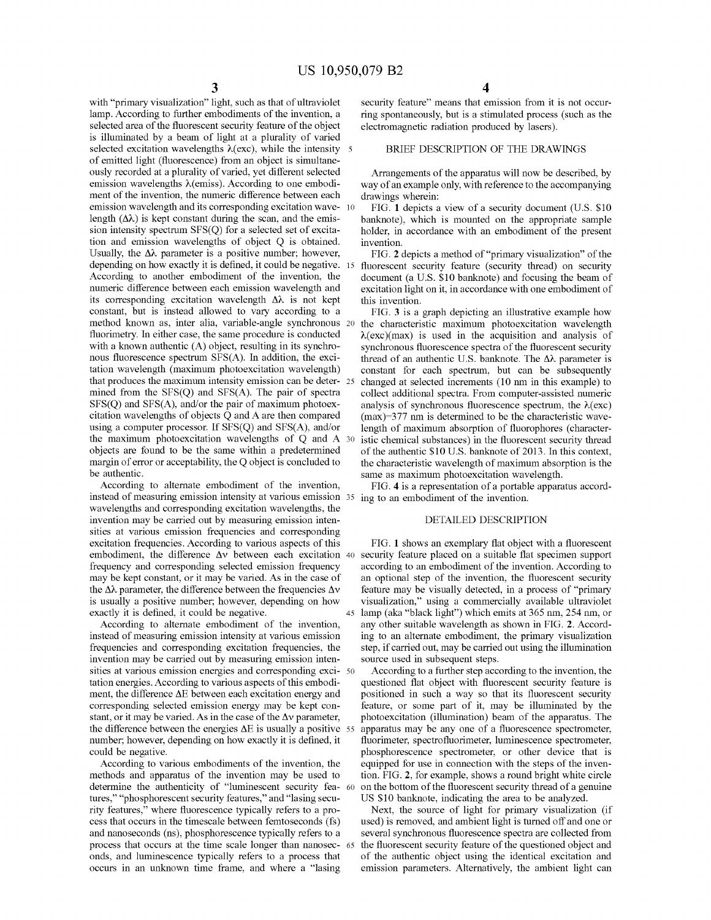with "primary visualization" light, such as that of ultraviolet lamp. According to further embodiments of the invention, a selected area of the fluorescent security feature of the object is illuminated by a beam of light at a plurality of varied selected excitation wavelengths $\lambda$(exc), while the intensity of emitted light (fluorescence) from an object is simultaneously recorded at a plurality of varied, yet different selected emission wavelengths $\lambda$(emiss). According to one embodiment of the invention, the numeric difference between each emission wavelength and its corresponding excitation wavelength ($\Delta\lambda$) is kept constant during the scan, and the emission intensity spectrum SFS(Q) for a selected set of excitation and emission wavelengths of object Q is obtained. Usually, the $\Delta\lambda$ parameter is a positive number; however, depending on how exactly it is defined, it could be negative. According to another embodiment of the invention, the numeric difference between each emission wavelength and its corresponding excitation wavelength $\Delta\lambda$ is not kept constant, but is instead allowed to vary according to a method known as, inter alia, variable-angle synchronous fluorimetry. In either case, the same procedure is conducted with a known authentic (A) object, resulting in its synchronous fluorescence spectrum SFS(A). In addition, the excitation wavelength (maximum photoexcitation wavelength) that produces the maximum intensity emission can be determined from the SFS(Q) and SFS(A). The pair of spectra SFS(Q) and SFS(A), and/or the pair of maximum photoexcitation wavelengths of objects Q and A are then compared using a computer processor. If SFS(Q) and SFS(A), and/or the maximum photoexcitation wavelengths of Q and A objects are found to be the same within a predetermined margin of error or acceptability, the Q object is concluded to be authentic.

According to alternate embodiment of the invention, instead of measuring emission intensity at various emission wavelengths and corresponding excitation wavelengths, the invention may be carried out by measuring emission intensities at various emission frequencies and corresponding excitation frequencies. According to various aspects of this embodiment, the difference $\Delta\nu$ between each excitation frequency and corresponding selected emission frequency may be kept constant, or it may be varied. As in the case of the $\Delta\lambda$ parameter, the difference between the frequencies $\Delta\nu$ is usually a positive number; however, depending on how exactly it is defined, it could be negative.

According to alternate embodiment of the invention, instead of measuring emission intensity at various emission frequencies and corresponding excitation frequencies, the invention may be carried out by measuring emission intensities at various emission energies and corresponding excitation energies. According to various aspects of this embodiment, the difference $\Delta E$ between each excitation energy and corresponding selected emission energy may be kept constant, or it may be varied. As in the case of the $\Delta\nu$ parameter, the difference between the energies $\Delta E$ is usually a positive number; however, depending on how exactly it is defined, it could be negative.

According to various embodiments of the invention, the methods and apparatus of the invention may be used to determine the authenticity of "luminescent security features," "phosphorescent security features," and "lasing security features," where fluorescence typically refers to a process that occurs in the timescale between femtoseconds (fs) and nanoseconds (ns), phosphorescence typically refers to a process that occurs at the time scale longer than nanoseconds, and luminescence typically refers to a process that occurs in an unknown time frame, and where a "lasing security feature" means that emission from it is not occurring spontaneously, but is a stimulated process (such as the electromagnetic radiation produced by lasers).

## BRIEF DESCRIPTION OF THE DRAWINGS

Arrangements of the apparatus will now be described, by way of an example only, with reference to the accompanying drawings wherein:

FIG. 1 depicts a view of a security document (U.S. $10 banknote), which is mounted on the appropriate sample holder, in accordance with an embodiment of the present invention.

FIG. 2 depicts a method of "primary visualization" of the fluorescent security feature (security thread) on security document (a U.S. $10 banknote) and focusing the beam of excitation light on it, in accordance with one embodiment of this invention.

FIG. 3 is a graph depicting an illustrative example how the characteristic maximum photoexcitation wavelength $\lambda$(exc)(max) is used in the acquisition and analysis of synchronous fluorescence spectra of the fluorescent security thread of an authentic U.S. banknote. The $\Delta\lambda$ parameter is constant for each spectrum, but can be subsequently changed at selected increments (10 nm in this example) to collect additional spectra. From computer-assisted numeric analysis of synchronous fluorescence spectrum, the $\lambda$(exc)(max)=377 nm is determined to be the characteristic wavelength of maximum absorption of fluorophores (characteristic chemical substances) in the fluorescent security thread of the authentic $10 U.S. banknote of 2013. In this context, the characteristic wavelength of maximum absorption is the same as maximum photoexcitation wavelength.

FIG. 4 is a representation of a portable apparatus according to an embodiment of the invention.

## DETAILED DESCRIPTION

FIG. 1 shows an exemplary flat object with a fluorescent security feature placed on a suitable flat specimen support according to an embodiment of the invention. According to an optional step of the invention, the fluorescent security feature may be visually detected, in a process of "primary visualization," using a commercially available ultraviolet lamp (aka "black light") which emits at 365 nm, 254 nm, or any other suitable wavelength as shown in FIG. 2. According to an alternate embodiment, the primary visualization step, if carried out, may be carried out using the illumination source used in subsequent steps.

According to a further step according to the invention, the questioned flat object with fluorescent security feature is positioned in such a way so that its fluorescent security feature, or some part of it, may be illuminated by the photoexcitation (illumination) beam of the apparatus. The apparatus may be any one of a fluorescence spectrometer, fluorimeter, spectrofluorimeter, luminescence spectrometer, phosphorescence spectrometer, or other device that is equipped for use in connection with the steps of the invention. FIG. 2, for example, shows a round bright white circle on the bottom of the fluorescent security thread of a genuine US $10 banknote, indicating the area to be analyzed.

Next, the source of light for primary visualization (if used) is removed, and ambient light is turned off and one or several synchronous fluorescence spectra are collected from the fluorescent security feature of the questioned object and of the authentic object using the identical excitation and emission parameters. Alternatively, the ambient light can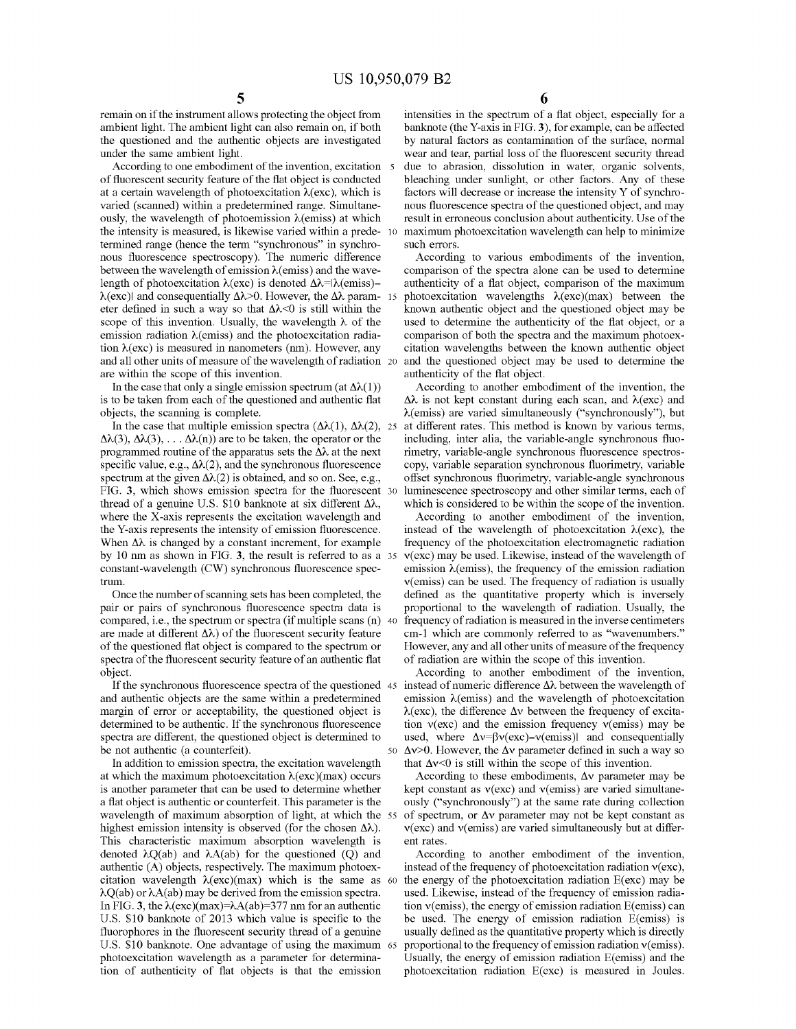remain on if the instrument allows protecting the object from ambient light. The ambient light can also remain on, if both the questioned and the authentic objects are investigated under the same ambient light.

According to one embodiment of the invention, excitation of fluorescent security feature of the flat object is conducted at a certain wavelength of photoexcitation λ(exc), which is varied (scanned) within a predetermined range. Simultaneously, the wavelength of photoemission λ(emiss) at which the intensity is measured, is likewise varied within a predetermined range (hence the term "synchronous" in synchronous fluorescence spectroscopy). The numeric difference between the wavelength of emission λ(emiss) and the wavelength of photoexcitation λ(exc) is denoted Δλ=|λ(emiss)−λ(exc)| and consequentially Δλ>0. However, the Δλ parameter defined in such a way so that Δλ<0 is still within the scope of this invention. Usually, the wavelength λ of the emission radiation λ(emiss) and the photoexcitation radiation λ(exc) is measured in nanometers (nm). However, any and all other units of measure of the wavelength of radiation are within the scope of this invention.

In the case that only a single emission spectrum (at Δλ(1)) is to be taken from each of the questioned and authentic flat objects, the scanning is complete.

In the case that multiple emission spectra (Δλ(1), Δλ(2), Δλ(3), Δλ(3), . . . Δλ(n)) are to be taken, the operator or the programmed routine of the apparatus sets the Δλ at the next specific value, e.g., Δλ(2), and the synchronous fluorescence spectrum at the given Δλ(2) is obtained, and so on. See, e.g., FIG. 3, which shows emission spectra for the fluorescent thread of a genuine U.S. $10 banknote at six different Δλ, where the X-axis represents the excitation wavelength and the Y-axis represents the intensity of emission fluorescence. When Δλ is changed by a constant increment, for example by 10 nm as shown in FIG. 3, the result is referred to as a constant-wavelength (CW) synchronous fluorescence spectrum.

Once the number of scanning sets has been completed, the pair or pairs of synchronous fluorescence spectra data is compared, i.e., the spectrum or spectra (if multiple scans (n) are made at different Δλ) of the fluorescent security feature of the questioned flat object is compared to the spectrum or spectra of the fluorescent security feature of an authentic flat object.

If the synchronous fluorescence spectra of the questioned and authentic objects are the same within a predetermined margin of error or acceptability, the questioned object is determined to be authentic. If the synchronous fluorescence spectra are different, the questioned object is determined to be not authentic (a counterfeit).

In addition to emission spectra, the excitation wavelength at which the maximum photoexcitation λ(exc)(max) occurs is another parameter that can be used to determine whether a flat object is authentic or counterfeit. This parameter is the wavelength of maximum absorption of light, at which the highest emission intensity is observed (for the chosen Δλ). This characteristic maximum absorption wavelength is denoted λQ(ab) and λA(ab) for the questioned (Q) and authentic (A) objects, respectively. The maximum photoexcitation wavelength λ(exc)(max) which is the same as λQ(ab) or λA(ab) may be derived from the emission spectra. In FIG. 3, the λ(exc)(max)=λA(ab)=377 nm for an authentic U.S. $10 banknote of 2013 which value is specific to the fluorophores in the fluorescent security thread of a genuine U.S. $10 banknote. One advantage of using the maximum photoexcitation wavelength as a parameter for determination of authenticity of flat objects is that the emission intensities in the spectrum of a flat object, especially for a banknote (the Y-axis in FIG. 3), for example, can be affected by natural factors as contamination of the surface, normal wear and tear, partial loss of the fluorescent security thread due to abrasion, dissolution in water, organic solvents, bleaching under sunlight, or other factors. Any of these factors will decrease or increase the intensity Y of synchronous fluorescence spectra of the questioned object, and may result in erroneous conclusion about authenticity. Use of the maximum photoexcitation wavelength can help to minimize such errors.

According to various embodiments of the invention, comparison of the spectra alone can be used to determine authenticity of a flat object, comparison of the maximum photoexcitation wavelengths λ(exc)(max) between the known authentic object and the questioned object may be used to determine the authenticity of the flat object, or a comparison of both the spectra and the maximum photoexcitation wavelengths between the known authentic object and the questioned object may be used to determine the authenticity of the flat object.

According to another embodiment of the invention, the Δλ is not kept constant during each scan, and λ(exc) and λ(emiss) are varied simultaneously ("synchronously"), but at different rates. This method is known by various terms, including, inter alia, the variable-angle synchronous fluorimetry, variable-angle synchronous fluorescence spectroscopy, variable separation synchronous fluorimetry, variable offset synchronous fluorimetry, variable-angle synchronous luminescence spectroscopy and other similar terms, each of which is considered to be within the scope of the invention.

According to another embodiment of the invention, instead of the wavelength of photoexcitation λ(exc), the frequency of the photoexcitation electromagnetic radiation ν(exc) may be used. Likewise, instead of the wavelength of emission λ(emiss), the frequency of the emission radiation ν(emiss) can be used. The frequency of radiation is usually defined as the quantitative property which is inversely proportional to the wavelength of radiation. Usually, the frequency of radiation is measured in the inverse centimeters cm-1 which are commonly referred to as "wavenumbers." However, any and all other units of measure of the frequency of radiation are within the scope of this invention.

According to another embodiment of the invention, instead of numeric difference Δλ between the wavelength of emission λ(emiss) and the wavelength of photoexcitation λ(exc), the difference Δν between the frequency of excitation ν(exc) and the emission frequency ν(emiss) may be used, where Δν=βν(exc)−ν(emiss)| and consequentially Δν>0. However, the Δν parameter defined in such a way so that Δν<0 is still within the scope of this invention.

According to these embodiments, Δν parameter may be kept constant as ν(exc) and ν(emiss) are varied simultaneously ("synchronously") at the same rate during collection of spectrum, or Δν parameter may not be kept constant as ν(exc) and ν(emiss) are varied simultaneously but at different rates.

According to another embodiment of the invention, instead of the frequency of photoexcitation radiation ν(exc), the energy of the photoexcitation radiation E(exc) may be used. Likewise, instead of the frequency of emission radiation ν(emiss), the energy of emission radiation E(emiss) can be used. The energy of emission radiation E(emiss) is usually defined as the quantitative property which is directly proportional to the frequency of emission radiation ν(emiss). Usually, the energy of emission radiation E(emiss) and the photoexcitation radiation E(exc) is measured in Joules.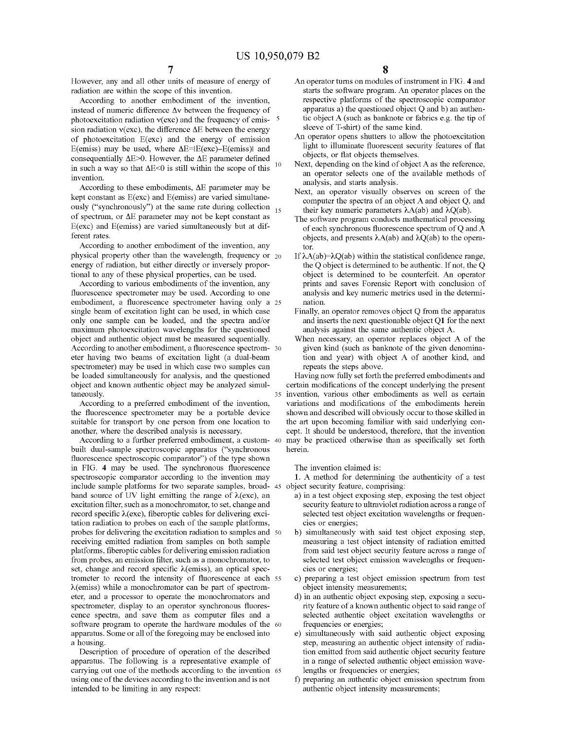However, any and all other units of measure of energy of radiation are within the scope of this invention.

According to another embodiment of the invention, instead of numeric difference $\Delta\nu$ between the frequency of photoexcitation radiation $\nu$(exc) and the frequency of emission radiation $\nu$(exc), the difference $\Delta E$ between the energy of photoexcitation E(exc) and the energy of emission E(emiss) may be used, where $\Delta E=|E(exc)-E(emiss)|$ and consequentially $\Delta E>0$. However, the $\Delta E$ parameter defined in such a way so that $\Delta E<0$ is still within the scope of this invention.

According to these embodiments, $\Delta E$ parameter may be kept constant as E(exc) and E(emiss) are varied simultaneously ("synchronously") at the same rate during collection of spectrum, or $\Delta E$ parameter may not be kept constant as E(exc) and E(emiss) are varied simultaneously but at different rates.

According to another embodiment of the invention, any physical property other than the wavelength, frequency or energy of radiation, but either directly or inversely proportional to any of these physical properties, can be used.

According to various embodiments of the invention, any fluorescence spectrometer may be used. According to one embodiment, a fluorescence spectrometer having only a single beam of excitation light can be used, in which case only one sample can be loaded, and the spectra and/or maximum photoexcitation wavelengths for the questioned object and authentic object must be measured sequentially. According to another embodiment, a fluorescence spectrometer having two beams of excitation light (a dual-beam spectrometer) may be used in which case two samples can be loaded simultaneously for analysis, and the questioned object and known authentic object may be analyzed simultaneously.

According to a preferred embodiment of the invention, the fluorescence spectrometer may be a portable device suitable for transport by one person from one location to another, where the described analysis is necessary.

According to a further preferred embodiment, a custom-built dual-sample spectroscopic apparatus ("synchronous fluorescence spectroscopic comparator") of the type shown in FIG. 4 may be used. The synchronous fluorescence spectroscopic comparator according to the invention may include sample platforms for two separate samples, broadband source of UV light emitting the range of $\lambda$(exc), an excitation filter, such as a monochromator, to set, change and record specific $\lambda$(exc), fiberoptic cables for delivering excitation radiation to probes on each of the sample platforms, probes for delivering the excitation radiation to samples and receiving emitted radiation from samples on both sample platforms, fiberoptic cables for delivering emission radiation from probes, an emission filter, such as a monochromator, to set, change and record specific $\lambda$(emiss), an optical spectrometer to record the intensity of fluorescence at each $\lambda$(emiss) while a monochromator can be part of spectrometer, and a processor to operate the monochromators and spectrometer, display to an operator synchronous fluorescence spectra, and save them as computer files and a software program to operate the hardware modules of the apparatus. Some or all of the foregoing may be enclosed into a housing.

Description of procedure of operation of the described apparatus. The following is a representative example of carrying out one of the methods according to the invention using one of the devices according to the invention and is not intended to be limiting in any respect:

- An operator turns on modules of instrument in FIG. 4 and starts the software program. An operator places on the respective platforms of the spectroscopic comparator apparatus a) the questioned object Q and b) an authentic object A (such as banknote or fabrics e.g. the tip of sleeve of T-shirt) of the same kind.
- An operator opens shutters to allow the photoexcitation light to illuminate fluorescent security features of flat objects, or flat objects themselves.
- Next, depending on the kind of object A as the reference, an operator selects one of the available methods of analysis, and starts analysis.
- Next, an operator visually observes on screen of the computer the spectra of an object A and object Q, and their key numeric parameters $\lambda$A(ab) and $\lambda$Q(ab).
- The software program conducts mathematical processing of each synchronous fluorescence spectrum of Q and A objects, and presents $\lambda$A(ab) and $\lambda$Q(ab) to the operator.
- If $\lambda$A(ab)=$\lambda$Q(ab) within the statistical confidence range, the Q object is determined to be authentic. If not, the Q object is determined to be counterfeit. An operator prints and saves Forensic Report with conclusion of analysis and key numeric metrics used in the determination.
- Finally, an operator removes object Q from the apparatus and inserts the next questionable object Q1 for the next analysis against the same authentic object A.
- When necessary, an operator replaces object A of the given kind (such as banknote of the given denomination and year) with object A of another kind, and repeats the steps above.

Having now fully set forth the preferred embodiments and certain modifications of the concept underlying the present invention, various other embodiments as well as certain variations and modifications of the embodiments herein shown and described will obviously occur to those skilled in the art upon becoming familiar with said underlying concept. It should be understood, therefore, that the invention may be practiced otherwise than as specifically set forth herein.

The invention claimed is:

1. A method for determining the authenticity of a test object security feature, comprising:
   a) in a test object exposing step, exposing the test object security feature to ultraviolet radiation across a range of selected test object excitation wavelengths or frequencies or energies;
   b) simultaneously with said test object exposing step, measuring a test object intensity of radiation emitted from said test object security feature across a range of selected test object emission wavelengths or frequencies or energies;
   c) preparing a test object emission spectrum from test object intensity measurements;
   d) in an authentic object exposing step, exposing a security feature of a known authentic object to said range of selected authentic object excitation wavelengths or frequencies or energies;
   e) simultaneously with said authentic object exposing step, measuring an authentic object intensity of radiation emitted from said authentic object security feature in a range of selected authentic object emission wavelengths or frequencies or energies;
   f) preparing an authentic object emission spectrum from authentic object intensity measurements;